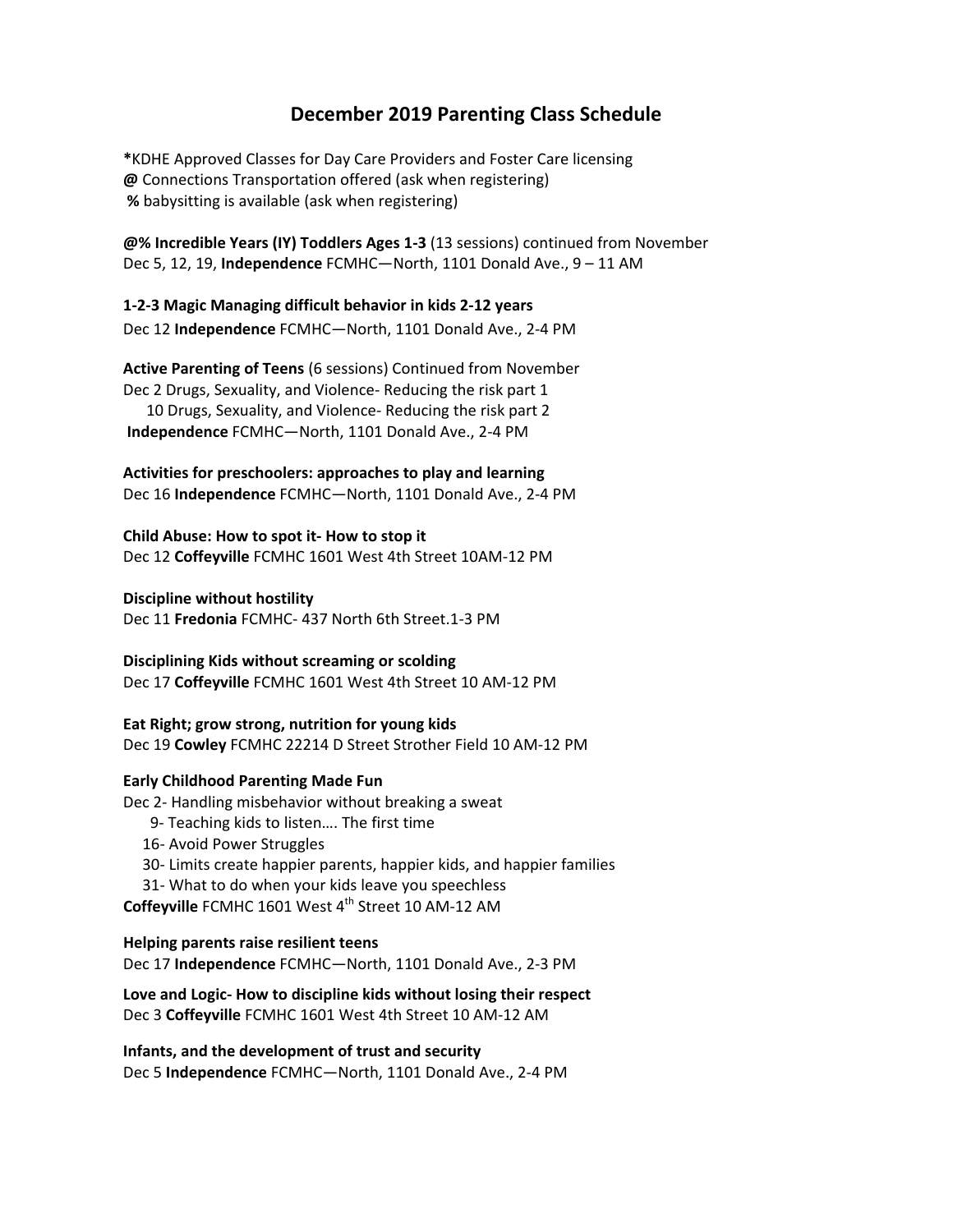# December 2019 Parenting Class Schedule

**\***KDHE Approved Classes for Day Care Providers and Foster Care licensing
**@** Connections Transportation offered (ask when registering)
**%** babysitting is available (ask when registering)

**@% Incredible Years (IY) Toddlers Ages 1-3** (13 sessions) continued from November
Dec 5, 12, 19, **Independence** FCMHC—North, 1101 Donald Ave., 9 – 11 AM

**1-2-3 Magic Managing difficult behavior in kids 2-12 years**
Dec 12 **Independence** FCMHC—North, 1101 Donald Ave., 2-4 PM

**Active Parenting of Teens** (6 sessions) Continued from November
Dec 2 Drugs, Sexuality, and Violence- Reducing the risk part 1
10 Drugs, Sexuality, and Violence- Reducing the risk part 2
**Independence** FCMHC—North, 1101 Donald Ave., 2-4 PM

**Activities for preschoolers: approaches to play and learning**
Dec 16 **Independence** FCMHC—North, 1101 Donald Ave., 2-4 PM

**Child Abuse: How to spot it- How to stop it**
Dec 12 **Coffeyville** FCMHC 1601 West 4th Street 10AM-12 PM

**Discipline without hostility**
Dec 11 **Fredonia** FCMHC- 437 North 6th Street.1-3 PM

**Disciplining Kids without screaming or scolding**
Dec 17 **Coffeyville** FCMHC 1601 West 4th Street 10 AM-12 PM

**Eat Right; grow strong, nutrition for young kids**
Dec 19 **Cowley** FCMHC 22214 D Street Strother Field 10 AM-12 PM

**Early Childhood Parenting Made Fun**
Dec 2- Handling misbehavior without breaking a sweat
9- Teaching kids to listen…. The first time
16- Avoid Power Struggles
30- Limits create happier parents, happier kids, and happier families
31- What to do when your kids leave you speechless
**Coffeyville** FCMHC 1601 West 4th Street 10 AM-12 AM

**Helping parents raise resilient teens**
Dec 17 **Independence** FCMHC—North, 1101 Donald Ave., 2-3 PM

**Love and Logic- How to discipline kids without losing their respect**
Dec 3 **Coffeyville** FCMHC 1601 West 4th Street 10 AM-12 AM

**Infants, and the development of trust and security**
Dec 5 **Independence** FCMHC—North, 1101 Donald Ave., 2-4 PM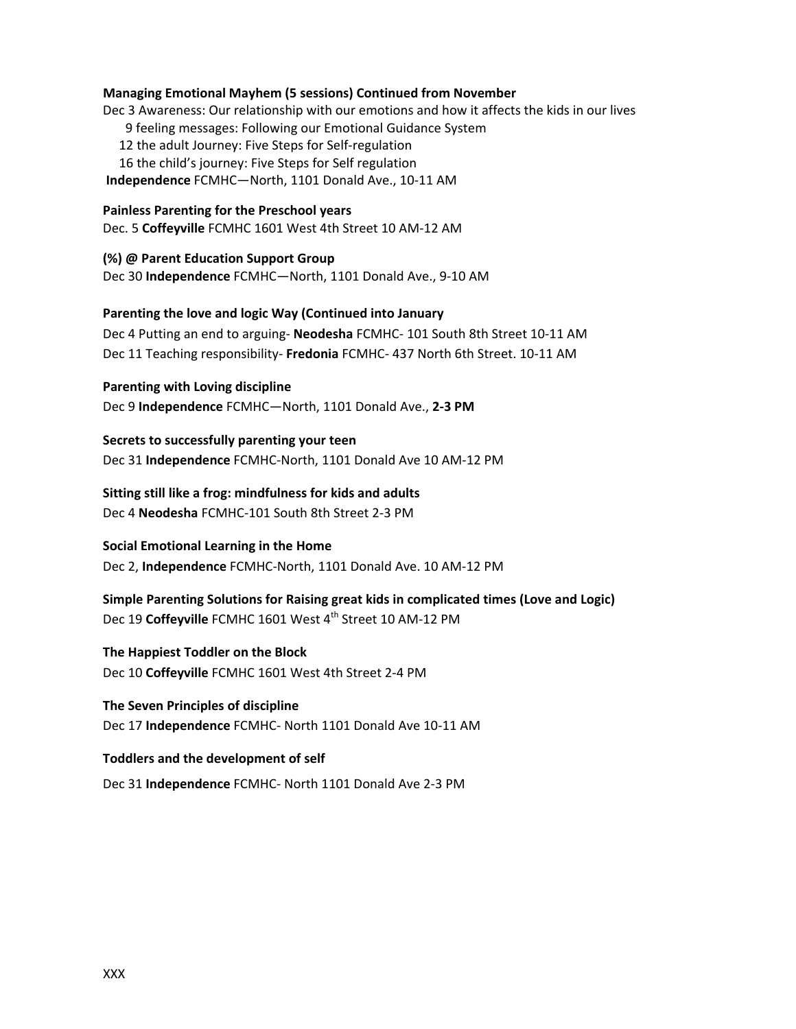**Managing Emotional Mayhem (5 sessions) Continued from November**

Dec 3 Awareness: Our relationship with our emotions and how it affects the kids in our lives
9 feeling messages: Following our Emotional Guidance System
12 the adult Journey: Five Steps for Self-regulation
16 the child's journey: Five Steps for Self regulation
**Independence** FCMHC—North, 1101 Donald Ave., 10-11 AM

**Painless Parenting for the Preschool years**

Dec. 5 **Coffeyville** FCMHC 1601 West 4th Street 10 AM-12 AM

**(%) @ Parent Education Support Group**

Dec 30 **Independence** FCMHC—North, 1101 Donald Ave., 9-10 AM

**Parenting the love and logic Way (Continued into January**

Dec 4 Putting an end to arguing- **Neodesha** FCMHC- 101 South 8th Street 10-11 AM
Dec 11 Teaching responsibility- **Fredonia** FCMHC- 437 North 6th Street. 10-11 AM

**Parenting with Loving discipline**

Dec 9 **Independence** FCMHC—North, 1101 Donald Ave., **2-3 PM**

**Secrets to successfully parenting your teen**

Dec 31 **Independence** FCMHC-North, 1101 Donald Ave 10 AM-12 PM

**Sitting still like a frog: mindfulness for kids and adults**

Dec 4 **Neodesha** FCMHC-101 South 8th Street 2-3 PM

**Social Emotional Learning in the Home**

Dec 2, **Independence** FCMHC-North, 1101 Donald Ave. 10 AM-12 PM

**Simple Parenting Solutions for Raising great kids in complicated times (Love and Logic)**

Dec 19 **Coffeyville** FCMHC 1601 West 4th Street 10 AM-12 PM

**The Happiest Toddler on the Block**

Dec 10 **Coffeyville** FCMHC 1601 West 4th Street 2-4 PM

**The Seven Principles of discipline**

Dec 17 **Independence** FCMHC- North 1101 Donald Ave 10-11 AM

**Toddlers and the development of self**

Dec 31 **Independence** FCMHC- North 1101 Donald Ave 2-3 PM

XXX